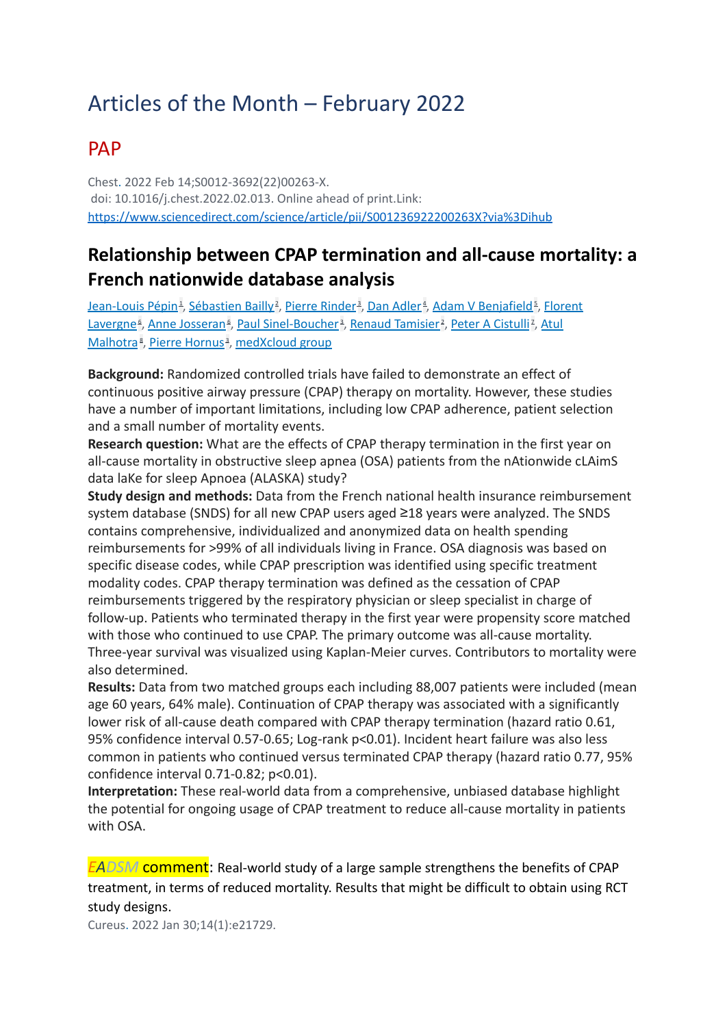# Articles of the Month – February 2022

## PAP

Chest. 2022 Feb 14;S0012-3692(22)00263-X.
doi: 10.1016/j.chest.2022.02.013. Online ahead of print.Link:
https://www.sciencedirect.com/science/article/pii/S001236922200263X?via%3Dihub

### Relationship between CPAP termination and all-cause mortality: a French nationwide database analysis

Jean-Louis Pépin[1], Sébastien Bailly[2], Pierre Rinder[3], Dan Adler[4], Adam V Benjafield[5], Florent Lavergne[6], Anne Josseran[6], Paul Sinel-Boucher[3], Renaud Tamisier[2], Peter A Cistulli[7], Atul Malhotra[8], Pierre Hornus[3], medXcloud group

**Background:** Randomized controlled trials have failed to demonstrate an effect of continuous positive airway pressure (CPAP) therapy on mortality. However, these studies have a number of important limitations, including low CPAP adherence, patient selection and a small number of mortality events.
**Research question:** What are the effects of CPAP therapy termination in the first year on all-cause mortality in obstructive sleep apnea (OSA) patients from the nAtionwide cLAimS data laKe for sleep Apnoea (ALASKA) study?
**Study design and methods:** Data from the French national health insurance reimbursement system database (SNDS) for all new CPAP users aged ≥18 years were analyzed. The SNDS contains comprehensive, individualized and anonymized data on health spending reimbursements for >99% of all individuals living in France. OSA diagnosis was based on specific disease codes, while CPAP prescription was identified using specific treatment modality codes. CPAP therapy termination was defined as the cessation of CPAP reimbursements triggered by the respiratory physician or sleep specialist in charge of follow-up. Patients who terminated therapy in the first year were propensity score matched with those who continued to use CPAP. The primary outcome was all-cause mortality. Three-year survival was visualized using Kaplan-Meier curves. Contributors to mortality were also determined.
**Results:** Data from two matched groups each including 88,007 patients were included (mean age 60 years, 64% male). Continuation of CPAP therapy was associated with a significantly lower risk of all-cause death compared with CPAP therapy termination (hazard ratio 0.61, 95% confidence interval 0.57-0.65; Log-rank p<0.01). Incident heart failure was also less common in patients who continued versus terminated CPAP therapy (hazard ratio 0.77, 95% confidence interval 0.71-0.82; p<0.01).
**Interpretation:** These real-world data from a comprehensive, unbiased database highlight the potential for ongoing usage of CPAP treatment to reduce all-cause mortality in patients with OSA.

*EADSM* comment: Real-world study of a large sample strengthens the benefits of CPAP treatment, in terms of reduced mortality. Results that might be difficult to obtain using RCT study designs.

Cureus. 2022 Jan 30;14(1):e21729.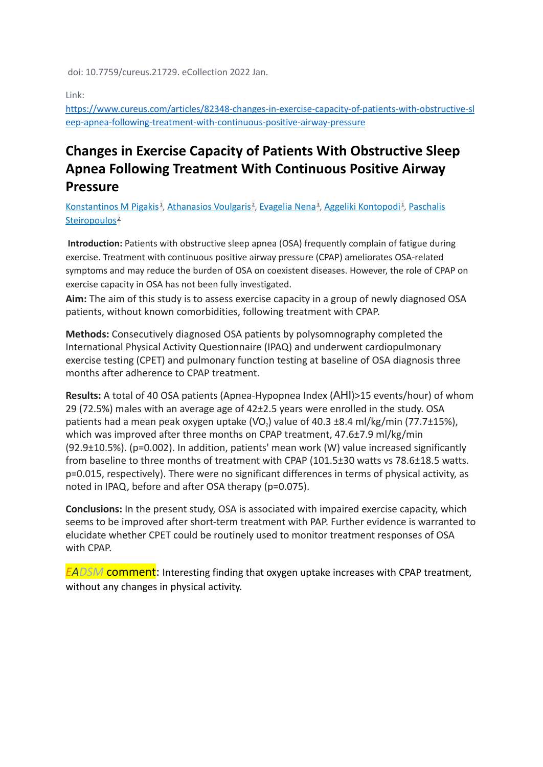doi: 10.7759/cureus.21729. eCollection 2022 Jan.

Link:
https://www.cureus.com/articles/82348-changes-in-exercise-capacity-of-patients-with-obstructive-sleep-apnea-following-treatment-with-continuous-positive-airway-pressure

## Changes in Exercise Capacity of Patients With Obstructive Sleep Apnea Following Treatment With Continuous Positive Airway Pressure

Konstantinos M Pigakis[1], Athanasios Voulgaris[2], Evagelia Nena[3], Aggeliki Kontopodi[1], Paschalis Steiropoulos[2]

**Introduction:** Patients with obstructive sleep apnea (OSA) frequently complain of fatigue during exercise. Treatment with continuous positive airway pressure (CPAP) ameliorates OSA-related symptoms and may reduce the burden of OSA on coexistent diseases. However, the role of CPAP on exercise capacity in OSA has not been fully investigated.

**Aim:** The aim of this study is to assess exercise capacity in a group of newly diagnosed OSA patients, without known comorbidities, following treatment with CPAP.

**Methods:** Consecutively diagnosed OSA patients by polysomnography completed the International Physical Activity Questionnaire (IPAQ) and underwent cardiopulmonary exercise testing (CPET) and pulmonary function testing at baseline of OSA diagnosis three months after adherence to CPAP treatment.

**Results:** A total of 40 OSA patients (Apnea-Hypopnea Index (AHI)>15 events/hour) of whom 29 (72.5%) males with an average age of 42±2.5 years were enrolled in the study. OSA patients had a mean peak oxygen uptake ($VO_2$) value of 40.3 ±8.4 ml/kg/min (77.7±15%), which was improved after three months on CPAP treatment, 47.6±7.9 ml/kg/min (92.9±10.5%). (p=0.002). In addition, patients' mean work (W) value increased significantly from baseline to three months of treatment with CPAP (101.5±30 watts vs 78.6±18.5 watts. p=0.015, respectively). There were no significant differences in terms of physical activity, as noted in IPAQ, before and after OSA therapy (p=0.075).

**Conclusions:** In the present study, OSA is associated with impaired exercise capacity, which seems to be improved after short-term treatment with PAP. Further evidence is warranted to elucidate whether CPET could be routinely used to monitor treatment responses of OSA with CPAP.

*EADSM* comment: Interesting finding that oxygen uptake increases with CPAP treatment, without any changes in physical activity.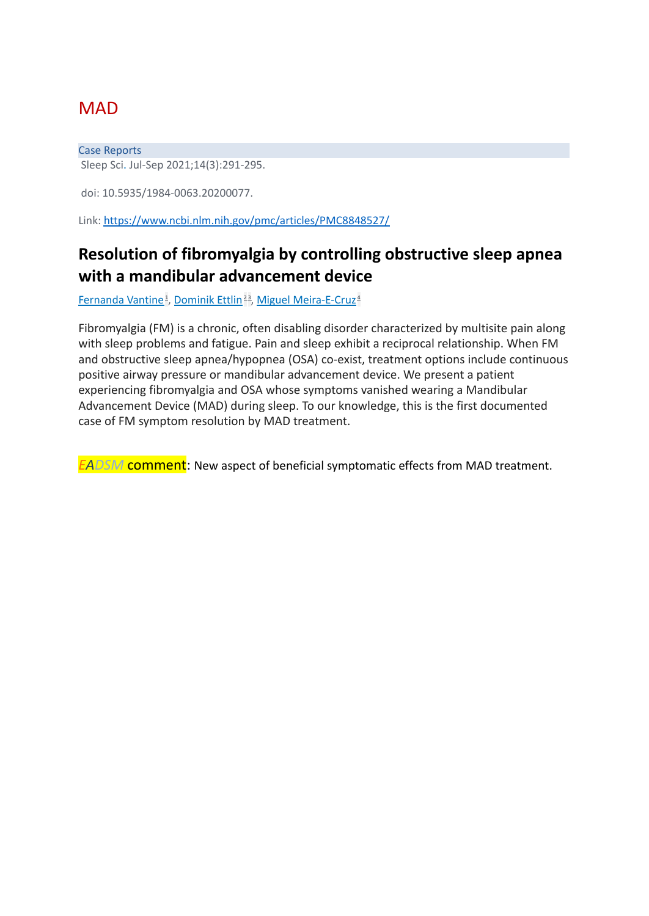# MAD

Case Reports

Sleep Sci. Jul-Sep 2021;14(3):291-295.

doi: 10.5935/1984-0063.20200077.

Link: https://www.ncbi.nlm.nih.gov/pmc/articles/PMC8848527/

## Resolution of fibromyalgia by controlling obstructive sleep apnea with a mandibular advancement device

Fernanda Vantine[1], Dominik Ettlin[2,3], Miguel Meira-E-Cruz[4]

Fibromyalgia (FM) is a chronic, often disabling disorder characterized by multisite pain along with sleep problems and fatigue. Pain and sleep exhibit a reciprocal relationship. When FM and obstructive sleep apnea/hypopnea (OSA) co-exist, treatment options include continuous positive airway pressure or mandibular advancement device. We present a patient experiencing fibromyalgia and OSA whose symptoms vanished wearing a Mandibular Advancement Device (MAD) during sleep. To our knowledge, this is the first documented case of FM symptom resolution by MAD treatment.

**EADSM comment**: New aspect of beneficial symptomatic effects from MAD treatment.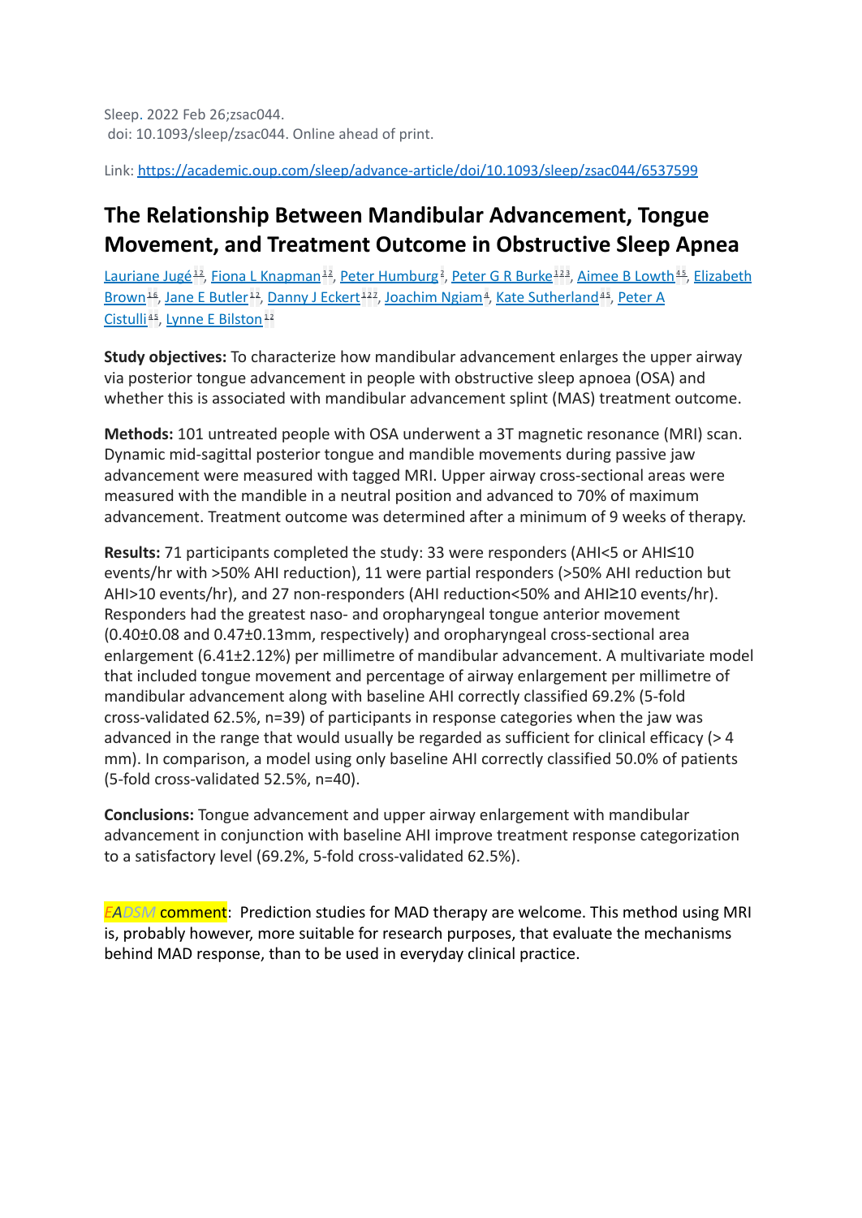Sleep. 2022 Feb 26;zsac044.
doi: 10.1093/sleep/zsac044. Online ahead of print.

Link: https://academic.oup.com/sleep/advance-article/doi/10.1093/sleep/zsac044/6537599

# The Relationship Between Mandibular Advancement, Tongue Movement, and Treatment Outcome in Obstructive Sleep Apnea

Lauriane Jugé[1,2], Fiona L Knapman[1,2], Peter Humburg[3], Peter G R Burke[1,2,3], Aimee B Lowth[4,5], Elizabeth Brown[1,6], Jane E Butler[1,2], Danny J Eckert[1,2,7], Joachim Ngiam[4], Kate Sutherland[4,5], Peter A Cistulli[4,5], Lynne E Bilston[1,2]

**Study objectives:** To characterize how mandibular advancement enlarges the upper airway via posterior tongue advancement in people with obstructive sleep apnoea (OSA) and whether this is associated with mandibular advancement splint (MAS) treatment outcome.

**Methods:** 101 untreated people with OSA underwent a 3T magnetic resonance (MRI) scan. Dynamic mid-sagittal posterior tongue and mandible movements during passive jaw advancement were measured with tagged MRI. Upper airway cross-sectional areas were measured with the mandible in a neutral position and advanced to 70% of maximum advancement. Treatment outcome was determined after a minimum of 9 weeks of therapy.

**Results:** 71 participants completed the study: 33 were responders (AHI<5 or AHI≤10 events/hr with >50% AHI reduction), 11 were partial responders (>50% AHI reduction but AHI>10 events/hr), and 27 non-responders (AHI reduction<50% and AHI≥10 events/hr). Responders had the greatest naso- and oropharyngeal tongue anterior movement (0.40±0.08 and 0.47±0.13mm, respectively) and oropharyngeal cross-sectional area enlargement (6.41±2.12%) per millimetre of mandibular advancement. A multivariate model that included tongue movement and percentage of airway enlargement per millimetre of mandibular advancement along with baseline AHI correctly classified 69.2% (5-fold cross-validated 62.5%, n=39) of participants in response categories when the jaw was advanced in the range that would usually be regarded as sufficient for clinical efficacy (> 4 mm). In comparison, a model using only baseline AHI correctly classified 50.0% of patients (5-fold cross-validated 52.5%, n=40).

**Conclusions:** Tongue advancement and upper airway enlargement with mandibular advancement in conjunction with baseline AHI improve treatment response categorization to a satisfactory level (69.2%, 5-fold cross-validated 62.5%).

EADSM comment: Prediction studies for MAD therapy are welcome. This method using MRI is, probably however, more suitable for research purposes, that evaluate the mechanisms behind MAD response, than to be used in everyday clinical practice.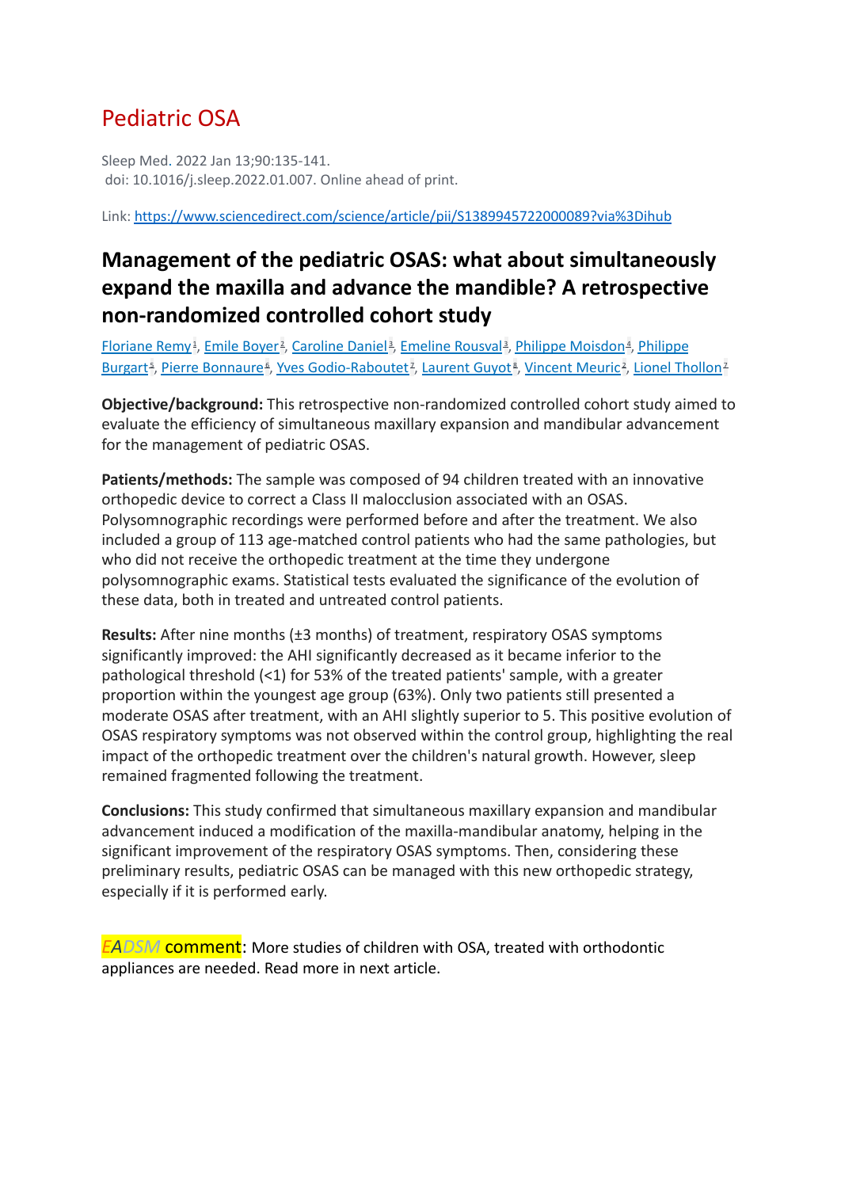# Pediatric OSA

Sleep Med. 2022 Jan 13;90:135-141.
doi: 10.1016/j.sleep.2022.01.007. Online ahead of print.

Link: https://www.sciencedirect.com/science/article/pii/S1389945722000089?via%3Dihub

## Management of the pediatric OSAS: what about simultaneously expand the maxilla and advance the mandible? A retrospective non-randomized controlled cohort study

Floriane Remy[1], Emile Boyer[2], Caroline Daniel[3], Emeline Rousval[3], Philippe Moisdon[4], Philippe Burgart[5], Pierre Bonnaure[6], Yves Godio-Raboutet[7], Laurent Guyot[8], Vincent Meuric[2], Lionel Thollon[7]

**Objective/background:** This retrospective non-randomized controlled cohort study aimed to evaluate the efficiency of simultaneous maxillary expansion and mandibular advancement for the management of pediatric OSAS.

**Patients/methods:** The sample was composed of 94 children treated with an innovative orthopedic device to correct a Class II malocclusion associated with an OSAS. Polysomnographic recordings were performed before and after the treatment. We also included a group of 113 age-matched control patients who had the same pathologies, but who did not receive the orthopedic treatment at the time they undergone polysomnographic exams. Statistical tests evaluated the significance of the evolution of these data, both in treated and untreated control patients.

**Results:** After nine months (±3 months) of treatment, respiratory OSAS symptoms significantly improved: the AHI significantly decreased as it became inferior to the pathological threshold (<1) for 53% of the treated patients' sample, with a greater proportion within the youngest age group (63%). Only two patients still presented a moderate OSAS after treatment, with an AHI slightly superior to 5. This positive evolution of OSAS respiratory symptoms was not observed within the control group, highlighting the real impact of the orthopedic treatment over the children's natural growth. However, sleep remained fragmented following the treatment.

**Conclusions:** This study confirmed that simultaneous maxillary expansion and mandibular advancement induced a modification of the maxilla-mandibular anatomy, helping in the significant improvement of the respiratory OSAS symptoms. Then, considering these preliminary results, pediatric OSAS can be managed with this new orthopedic strategy, especially if it is performed early.

EADSM comment: More studies of children with OSA, treated with orthodontic appliances are needed. Read more in next article.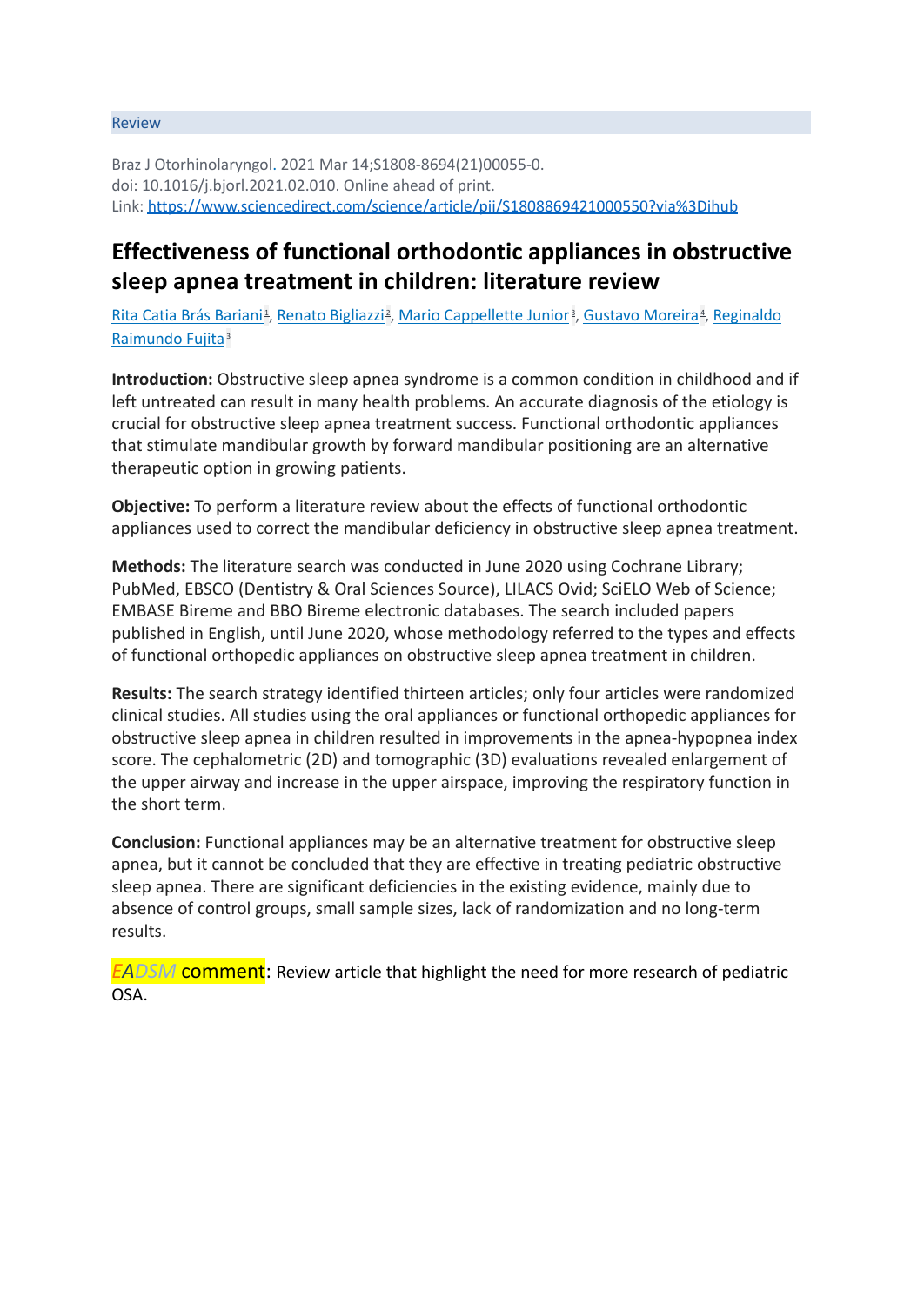Review

Braz J Otorhinolaryngol. 2021 Mar 14;S1808-8694(21)00055-0.
doi: 10.1016/j.bjorl.2021.02.010. Online ahead of print.
Link: https://www.sciencedirect.com/science/article/pii/S1808869421000550?via%3Dihub

# Effectiveness of functional orthodontic appliances in obstructive sleep apnea treatment in children: literature review

Rita Catia Brás Bariani[1], Renato Bigliazzi[2], Mario Cappellette Junior[3], Gustavo Moreira[4], Reginaldo Raimundo Fujita[3]

**Introduction:** Obstructive sleep apnea syndrome is a common condition in childhood and if left untreated can result in many health problems. An accurate diagnosis of the etiology is crucial for obstructive sleep apnea treatment success. Functional orthodontic appliances that stimulate mandibular growth by forward mandibular positioning are an alternative therapeutic option in growing patients.

**Objective:** To perform a literature review about the effects of functional orthodontic appliances used to correct the mandibular deficiency in obstructive sleep apnea treatment.

**Methods:** The literature search was conducted in June 2020 using Cochrane Library; PubMed, EBSCO (Dentistry & Oral Sciences Source), LILACS Ovid; SciELO Web of Science; EMBASE Bireme and BBO Bireme electronic databases. The search included papers published in English, until June 2020, whose methodology referred to the types and effects of functional orthopedic appliances on obstructive sleep apnea treatment in children.

**Results:** The search strategy identified thirteen articles; only four articles were randomized clinical studies. All studies using the oral appliances or functional orthopedic appliances for obstructive sleep apnea in children resulted in improvements in the apnea-hypopnea index score. The cephalometric (2D) and tomographic (3D) evaluations revealed enlargement of the upper airway and increase in the upper airspace, improving the respiratory function in the short term.

**Conclusion:** Functional appliances may be an alternative treatment for obstructive sleep apnea, but it cannot be concluded that they are effective in treating pediatric obstructive sleep apnea. There are significant deficiencies in the existing evidence, mainly due to absence of control groups, small sample sizes, lack of randomization and no long-term results.

*EADSM* comment: Review article that highlight the need for more research of pediatric OSA.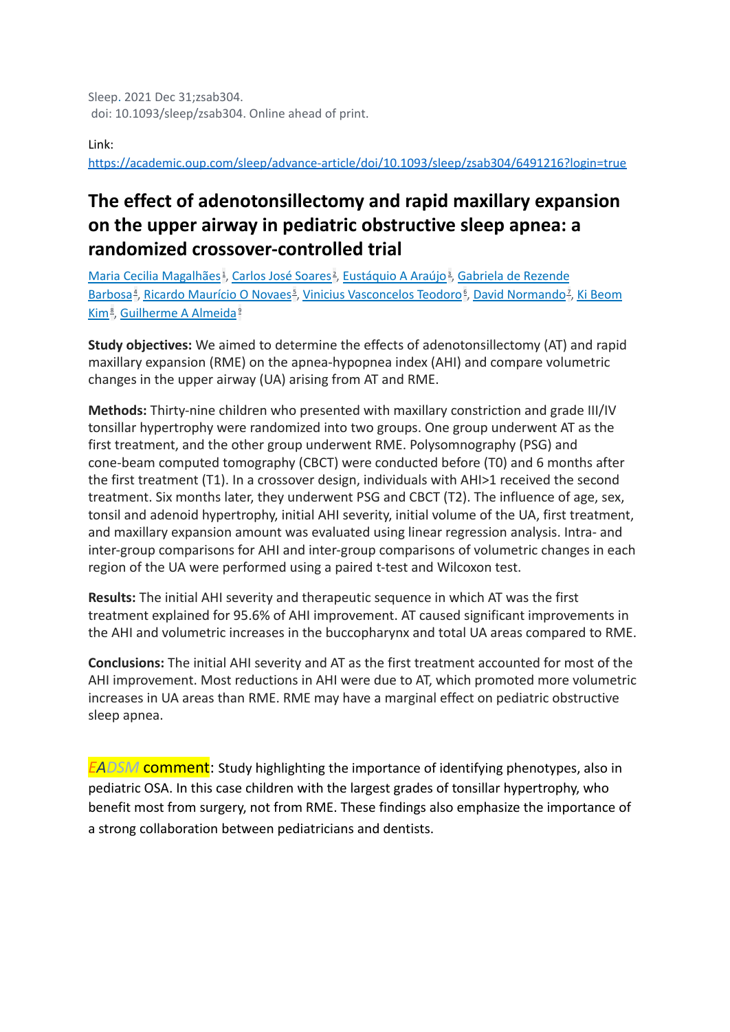Sleep. 2021 Dec 31;zsab304.
doi: 10.1093/sleep/zsab304. Online ahead of print.

Link:
https://academic.oup.com/sleep/advance-article/doi/10.1093/sleep/zsab304/6491216?login=true

# The effect of adenotonsillectomy and rapid maxillary expansion on the upper airway in pediatric obstructive sleep apnea: a randomized crossover-controlled trial

Maria Cecilia Magalhães[1], Carlos José Soares[2], Eustáquio A Araújo[3], Gabriela de Rezende Barbosa[4], Ricardo Maurício O Novaes[5], Vinicius Vasconcelos Teodoro[6], David Normando[7], Ki Beom Kim[8], Guilherme A Almeida[9]

**Study objectives:** We aimed to determine the effects of adenotonsillectomy (AT) and rapid maxillary expansion (RME) on the apnea-hypopnea index (AHI) and compare volumetric changes in the upper airway (UA) arising from AT and RME.

**Methods:** Thirty-nine children who presented with maxillary constriction and grade III/IV tonsillar hypertrophy were randomized into two groups. One group underwent AT as the first treatment, and the other group underwent RME. Polysomnography (PSG) and cone-beam computed tomography (CBCT) were conducted before (T0) and 6 months after the first treatment (T1). In a crossover design, individuals with AHI>1 received the second treatment. Six months later, they underwent PSG and CBCT (T2). The influence of age, sex, tonsil and adenoid hypertrophy, initial AHI severity, initial volume of the UA, first treatment, and maxillary expansion amount was evaluated using linear regression analysis. Intra- and inter-group comparisons for AHI and inter-group comparisons of volumetric changes in each region of the UA were performed using a paired t-test and Wilcoxon test.

**Results:** The initial AHI severity and therapeutic sequence in which AT was the first treatment explained for 95.6% of AHI improvement. AT caused significant improvements in the AHI and volumetric increases in the buccopharynx and total UA areas compared to RME.

**Conclusions:** The initial AHI severity and AT as the first treatment accounted for most of the AHI improvement. Most reductions in AHI were due to AT, which promoted more volumetric increases in UA areas than RME. RME may have a marginal effect on pediatric obstructive sleep apnea.

*EADSM* comment: Study highlighting the importance of identifying phenotypes, also in pediatric OSA. In this case children with the largest grades of tonsillar hypertrophy, who benefit most from surgery, not from RME. These findings also emphasize the importance of a strong collaboration between pediatricians and dentists.